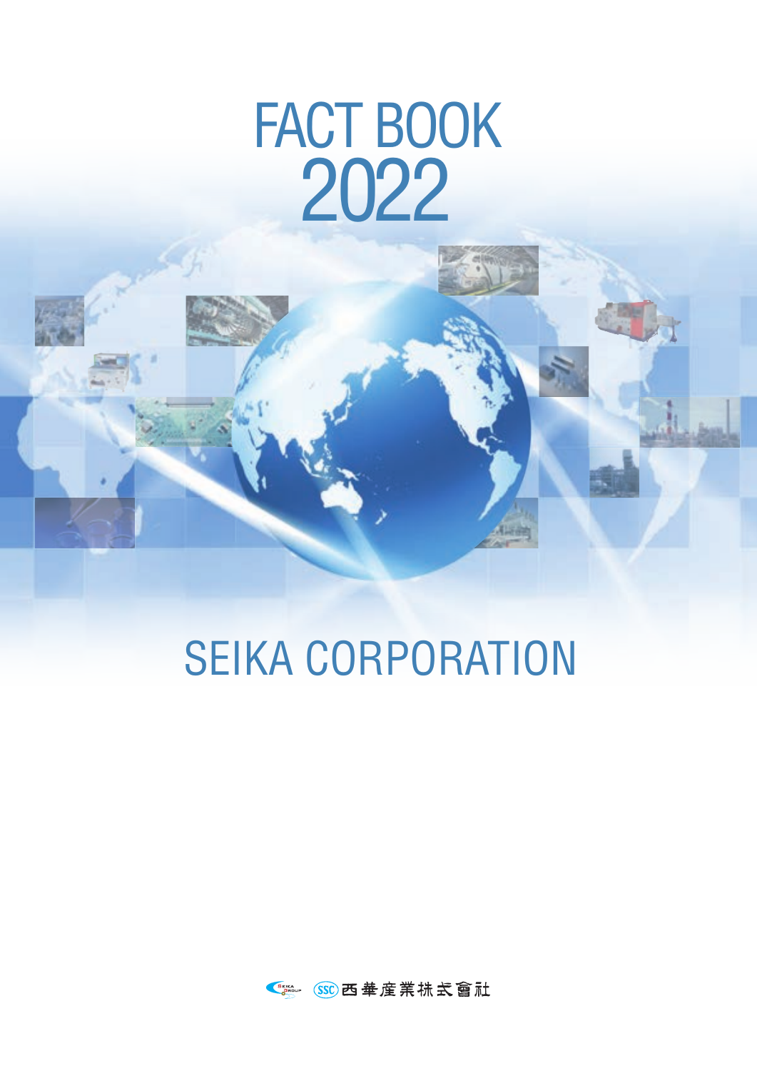# FACT BOOK 2022

## SEIKA CORPORATION

西華産業株式會社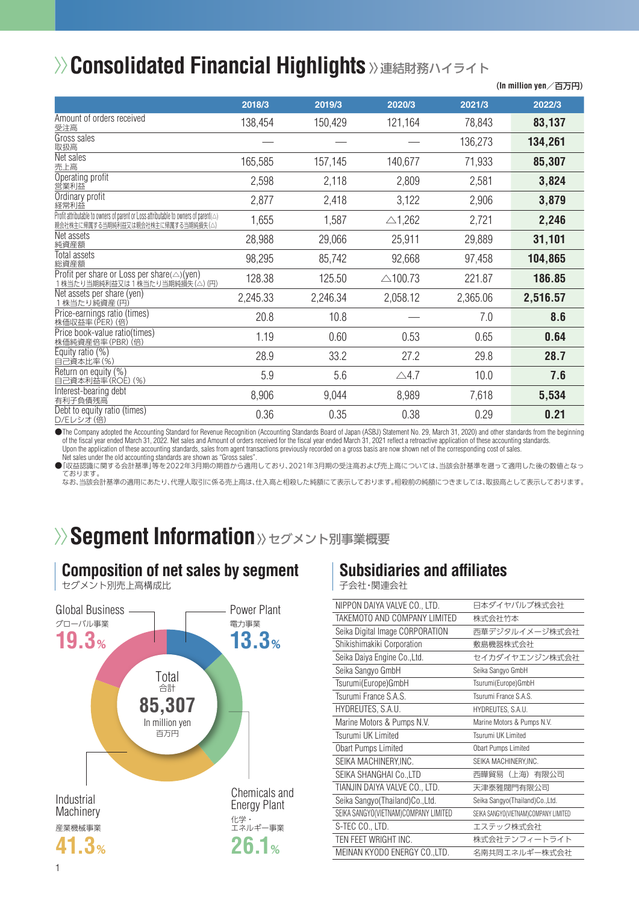# Consolidated Financial Highlights 連結財務ハイライト

(In million yen／百万円)

| | 2018/3 | 2019/3 | 2020/3 | 2021/3 | 2022/3 |
|---|---|---|---|---|---|
| Amount of orders received 受注高 | 138,454 | 150,429 | 121,164 | 78,843 | **83,137** |
| Gross sales 取扱高 | — | — | — | 136,273 | **134,261** |
| Net sales 売上高 | 165,585 | 157,145 | 140,677 | 71,933 | **85,307** |
| Operating profit 営業利益 | 2,598 | 2,118 | 2,809 | 2,581 | **3,824** |
| Ordinary profit 経常利益 | 2,877 | 2,418 | 3,122 | 2,906 | **3,879** |
| Profit attributable to owners of parent or Loss attributable to owners of parent(△) 親会社株主に帰属する当期純利益又は親会社株主に帰属する当期純損失(△) | 1,655 | 1,587 | △1,262 | 2,721 | **2,246** |
| Net assets 純資産額 | 28,988 | 29,066 | 25,911 | 29,889 | **31,101** |
| Total assets 総資産額 | 98,295 | 85,742 | 92,668 | 97,458 | **104,865** |
| Profit per share or Loss per share(△)(yen) 1株当たり当期純利益又は1株当たり当期純損失(△)(円) | 128.38 | 125.50 | △100.73 | 221.87 | **186.85** |
| Net assets per share (yen) 1株当たり純資産(円) | 2,245.33 | 2,246.34 | 2,058.12 | 2,365.06 | **2,516.57** |
| Price-earnings ratio (times) 株価収益率(PER)(倍) | 20.8 | 10.8 | — | 7.0 | **8.6** |
| Price book-value ratio(times) 株価純資産倍率(PBR)(倍) | 1.19 | 0.60 | 0.53 | 0.65 | **0.64** |
| Equity ratio (%) 自己資本比率(%) | 28.9 | 33.2 | 27.2 | 29.8 | **28.7** |
| Return on equity (%) 自己資本利益率(ROE)(%) | 5.9 | 5.6 | △4.7 | 10.0 | **7.6** |
| Interest-bearing debt 有利子負債残高 | 8,906 | 9,044 | 8,989 | 7,618 | **5,534** |
| Debt to equity ratio (times) D/Eレシオ(倍) | 0.36 | 0.35 | 0.38 | 0.29 | **0.21** |

● The Company adopted the Accounting Standard for Revenue Recognition (Accounting Standards Board of Japan (ASBJ) Statement No. 29, March 31, 2020) and other standards from the beginning of the fiscal year ended March 31, 2022. Net sales and Amount of orders received for the fiscal year ended March 31, 2021 reflect a retroactive application of these accounting standards.
Upon the application of these accounting standards, sales from agent transactions previously recorded on a gross basis are now shown net of the corresponding cost of sales.
Net sales under the old accounting standards are shown as "Gross sales".

●「収益認識に関する会計基準」等を2022年3月期の期首から適用しており、2021年3月期の受注高および売上高については、当該会計基準を遡って適用した後の数値となっております。
なお、当該会計基準の適用にあたり、代理人取引に係る売上高は、仕入高と相殺した純額にて表示しております。相殺前の純額につきましては、取扱高として表示しております。

# Segment Information セグメント別事業概要

## Composition of net sales by segment
セグメント別売上高構成比

Total 合計 85,307 In million yen 百万円

- Global Business グローバル事業 19.3%
- Power Plant 電力事業 13.3%
- Industrial Machinery 産業機械事業 41.3%
- Chemicals and Energy Plant 化学・エネルギー事業 26.1%

## Subsidiaries and affiliates
子会社・関連会社

| | |
|---|---|
| NIPPON DAIYA VALVE CO., LTD. | 日本ダイヤバルブ株式会社 |
| TAKEMOTO AND COMPANY LIMITED | 株式会社竹本 |
| Seika Digital Image CORPORATION | 西華デジタルイメージ株式会社 |
| Shikishimakiki Corporation | 敷島機器株式会社 |
| Seika Daiya Engine Co.,Ltd. | セイカダイヤエンジン株式会社 |
| Seika Sangyo GmbH | Seika Sangyo GmbH |
| Tsurumi(Europe)GmbH | Tsurumi(Europe)GmbH |
| Tsurumi France S.A.S. | Tsurumi France S.A.S. |
| HYDREUTES, S.A.U. | HYDREUTES, S.A.U. |
| Marine Motors & Pumps N.V. | Marine Motors & Pumps N.V. |
| Tsurumi UK Limited | Tsurumi UK Limited |
| Obart Pumps Limited | Obart Pumps Limited |
| SEIKA MACHINERY,INC. | SEIKA MACHINERY,INC. |
| SEIKA SHANGHAI Co.,LTD | 西曄貿易（上海）有限公司 |
| TIANJIN DAIYA VALVE CO., LTD. | 天津泰雅閥門有限公司 |
| Seika Sangyo(Thailand)Co.,Ltd. | Seika Sangyo(Thailand)Co.,Ltd. |
| SEIKA SANGYO(VIETNAM)COMPANY LIMITED | SEIKA SANGYO(VIETNAM)COMPANY LIMITED |
| S-TEC CO., LTD. | エステック株式会社 |
| TEN FEET WRIGHT INC. | 株式会社テンフィートライト |
| MEINAN KYODO ENERGY CO.,LTD. | 名南共同エネルギー株式会社 |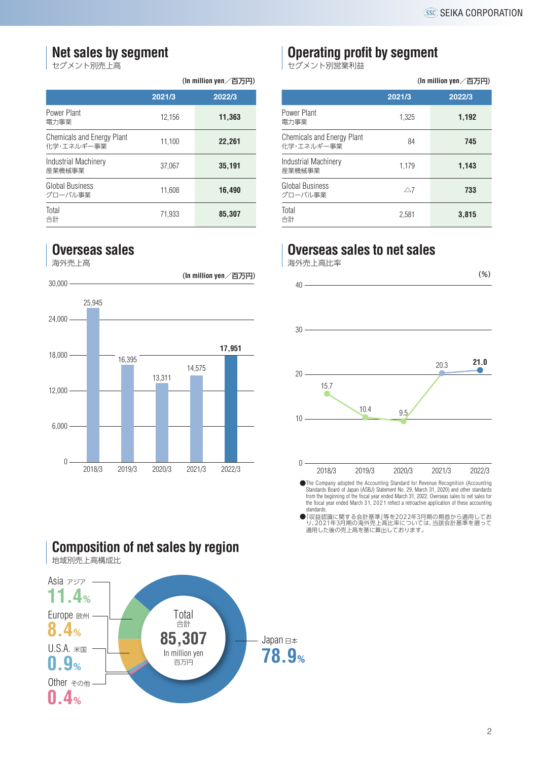## Net sales by segment
セグメント別売上高

(In million yen／百万円)

| | 2021/3 | 2022/3 |
|---|---|---|
| Power Plant 電力事業 | 12,156 | **11,363** |
| Chemicals and Energy Plant 化学・エネルギー事業 | 11,100 | **22,261** |
| Industrial Machinery 産業機械事業 | 37,067 | **35,191** |
| Global Business グローバル事業 | 11,608 | **16,490** |
| Total 合計 | 71,933 | **85,307** |

## Operating profit by segment
セグメント別営業利益

(In million yen／百万円)

| | 2021/3 | 2022/3 |
|---|---|---|
| Power Plant 電力事業 | 1,325 | **1,192** |
| Chemicals and Energy Plant 化学・エネルギー事業 | 84 | **745** |
| Industrial Machinery 産業機械事業 | 1,179 | **1,143** |
| Global Business グローバル事業 | △7 | **733** |
| Total 合計 | 2,581 | **3,815** |

## Overseas sales
海外売上高

(In million yen／百万円)

| 2018/3 | 2019/3 | 2020/3 | 2021/3 | 2022/3 |
|---|---|---|---|---|
| 25,945 | 16,395 | 13,311 | 14,575 | **17,951** |

## Overseas sales to net sales
海外売上高比率

(%)

| 2018/3 | 2019/3 | 2020/3 | 2021/3 | 2022/3 |
|---|---|---|---|---|
| 15.7 | 10.4 | 9.5 | 20.3 | **21.0** |

- The Company adopted the Accounting Standard for Revenue Recognition (Accounting Standards Board of Japan (ASBJ) Statement No. 29, March 31, 2020) and other standards from the beginning of the fiscal year ended March 31, 2022. Overseas sales to net sales for the fiscal year ended March 31, 2021 reflect a retroactive application of these accounting standards.
- 「収益認識に関する会計基準」等を2022年3月期の期首から適用しており、2021年3月期の海外売上高比率については、当該会計基準を遡って適用した後の売上高を基に算出しております。

## Composition of net sales by region
地域別売上高構成比

Total 合計 **85,307** In million yen 百万円

- Japan 日本 **78.9%**
- Asia アジア **11.4%**
- Europe 欧州 **8.4%**
- U.S.A. 米国 **0.9%**
- Other その他 **0.4%**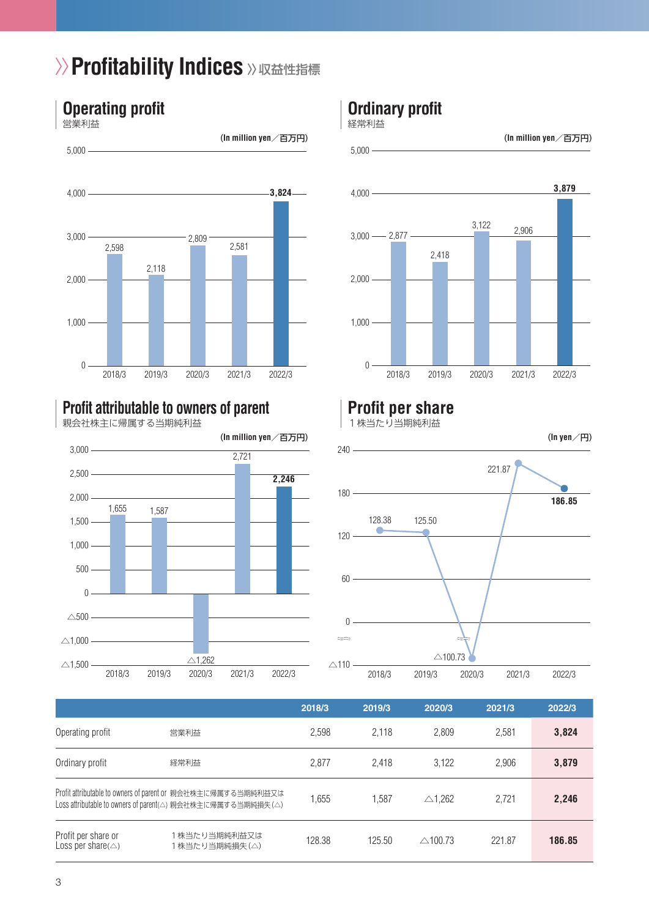# Profitability Indices 収益性指標

## Operating profit
営業利益

(In million yen／百万円)

| | 2018/3 | 2019/3 | 2020/3 | 2021/3 | 2022/3 |
|---|---|---|---|---|---|
| Operating profit | 2,598 | 2,118 | 2,809 | 2,581 | **3,824** |

## Ordinary profit
経常利益

(In million yen／百万円)

| | 2018/3 | 2019/3 | 2020/3 | 2021/3 | 2022/3 |
|---|---|---|---|---|---|
| Ordinary profit | 2,877 | 2,418 | 3,122 | 2,906 | **3,879** |

## Profit attributable to owners of parent
親会社株主に帰属する当期純利益

(In million yen／百万円)

| | 2018/3 | 2019/3 | 2020/3 | 2021/3 | 2022/3 |
|---|---|---|---|---|---|
| Profit attributable to owners of parent | 1,655 | 1,587 | △1,262 | 2,721 | **2,246** |

## Profit per share
１株当たり当期純利益

(In yen／円)

| | 2018/3 | 2019/3 | 2020/3 | 2021/3 | 2022/3 |
|---|---|---|---|---|---|
| Profit per share | 128.38 | 125.50 | △100.73 | 221.87 | **186.85** |

| | | 2018/3 | 2019/3 | 2020/3 | 2021/3 | 2022/3 |
|---|---|---|---|---|---|---|
| Operating profit | 営業利益 | 2,598 | 2,118 | 2,809 | 2,581 | **3,824** |
| Ordinary profit | 経常利益 | 2,877 | 2,418 | 3,122 | 2,906 | **3,879** |
| Profit attributable to owners of parent or Loss attributable to owners of parent(△) | 親会社株主に帰属する当期純利益又は親会社株主に帰属する当期純損失(△) | 1,655 | 1,587 | △1,262 | 2,721 | **2,246** |
| Profit per share or Loss per share(△) | １株当たり当期純利益又は１株当たり当期純損失(△) | 128.38 | 125.50 | △100.73 | 221.87 | **186.85** |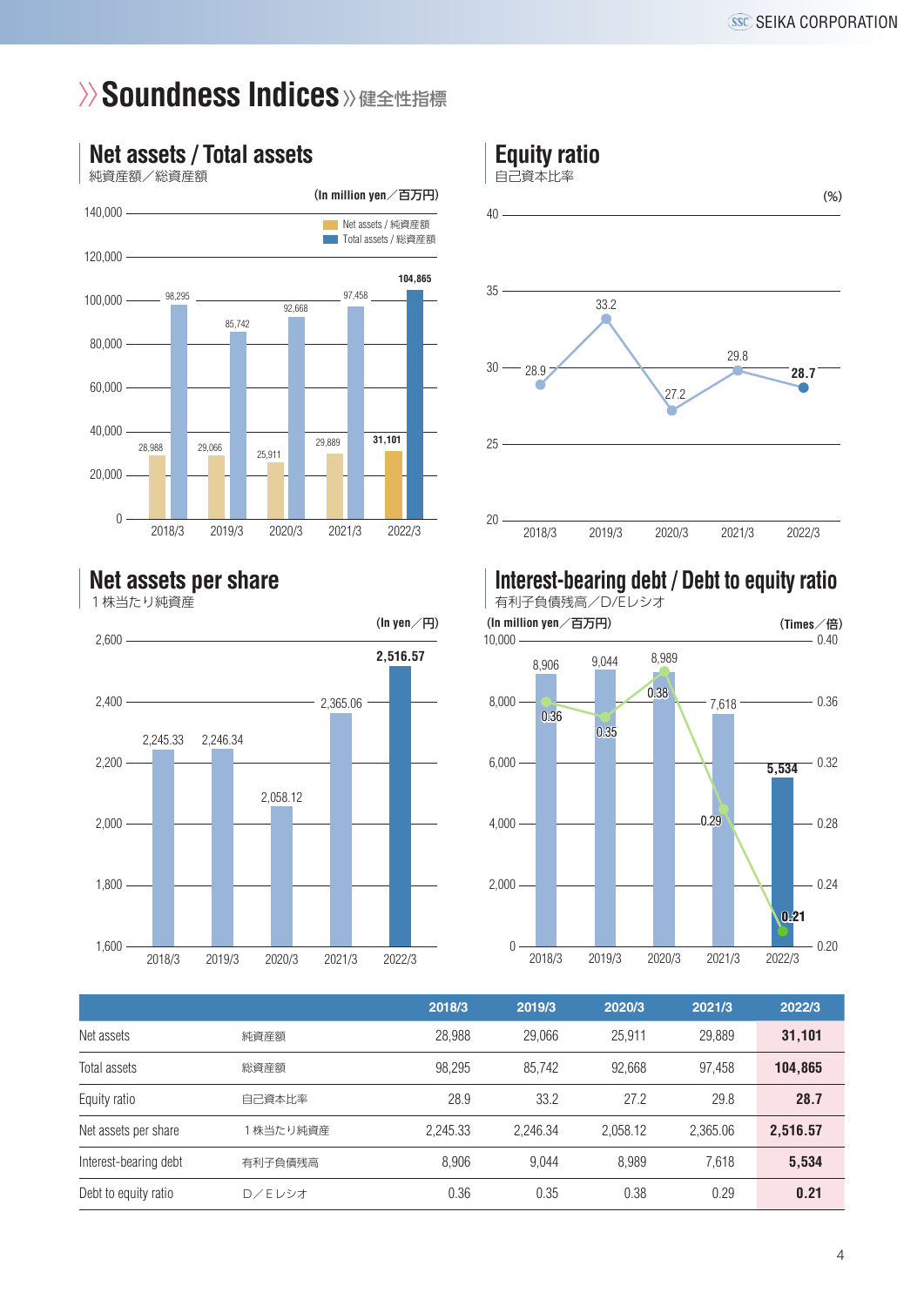# Soundness Indices 健全性指標

## Net assets / Total assets
純資産額／総資産額

(In million yen／百万円)

| | 2018/3 | 2019/3 | 2020/3 | 2021/3 | 2022/3 |
|---|---|---|---|---|---|
| Net assets / 純資産額 | 28,988 | 29,066 | 25,911 | 29,889 | 31,101 |
| Total assets / 総資産額 | 98,295 | 85,742 | 92,668 | 97,458 | 104,865 |

## Equity ratio
自己資本比率

(%)

| 2018/3 | 2019/3 | 2020/3 | 2021/3 | 2022/3 |
|---|---|---|---|---|
| 28.9 | 33.2 | 27.2 | 29.8 | 28.7 |

## Net assets per share
１株当たり純資産

(In yen／円)

| 2018/3 | 2019/3 | 2020/3 | 2021/3 | 2022/3 |
|---|---|---|---|---|
| 2,245.33 | 2,246.34 | 2,058.12 | 2,365.06 | 2,516.57 |

## Interest-bearing debt / Debt to equity ratio
有利子負債残高／D/Eレシオ

(In million yen／百万円) (Times／倍)

| | 2018/3 | 2019/3 | 2020/3 | 2021/3 | 2022/3 |
|---|---|---|---|---|---|
| Interest-bearing debt | 8,906 | 9,044 | 8,989 | 7,618 | 5,534 |
| Debt to equity ratio | 0.36 | 0.35 | 0.38 | 0.29 | 0.21 |

| | | 2018/3 | 2019/3 | 2020/3 | 2021/3 | 2022/3 |
|---|---|---|---|---|---|---|
| Net assets | 純資産額 | 28,988 | 29,066 | 25,911 | 29,889 | **31,101** |
| Total assets | 総資産額 | 98,295 | 85,742 | 92,668 | 97,458 | **104,865** |
| Equity ratio | 自己資本比率 | 28.9 | 33.2 | 27.2 | 29.8 | **28.7** |
| Net assets per share | １株当たり純資産 | 2,245.33 | 2,246.34 | 2,058.12 | 2,365.06 | **2,516.57** |
| Interest-bearing debt | 有利子負債残高 | 8,906 | 9,044 | 8,989 | 7,618 | **5,534** |
| Debt to equity ratio | D／Eレシオ | 0.36 | 0.35 | 0.38 | 0.29 | **0.21** |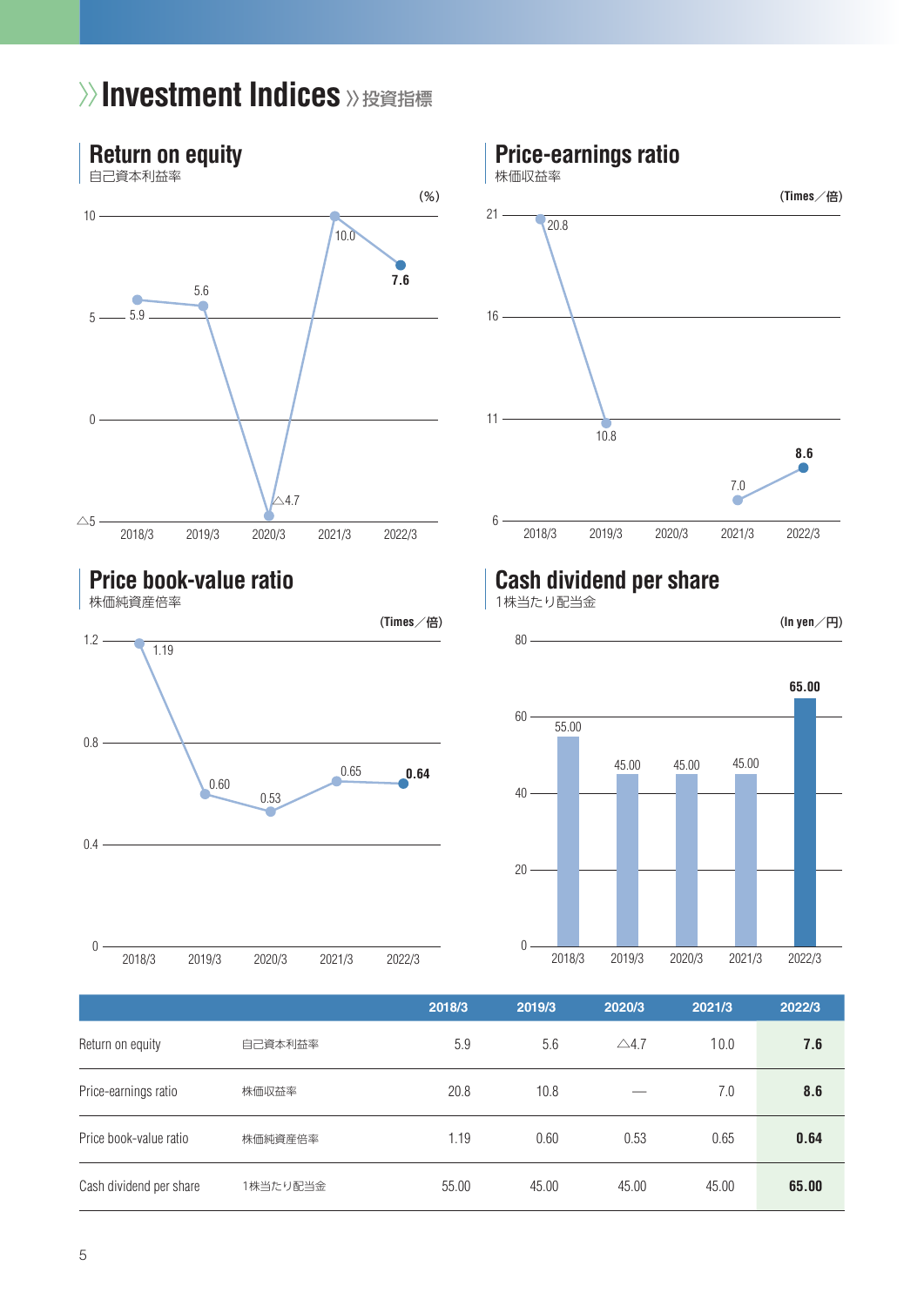# Investment Indices 投資指標

## Return on equity
自己資本利益率

(%)

| 2018/3 | 2019/3 | 2020/3 | 2021/3 | 2022/3 |
|---|---|---|---|---|
| 5.9 | 5.6 | △4.7 | 10.0 | 7.6 |

## Price-earnings ratio
株価収益率

(Times／倍)

| 2018/3 | 2019/3 | 2020/3 | 2021/3 | 2022/3 |
|---|---|---|---|---|
| 20.8 | 10.8 | | 7.0 | 8.6 |

## Price book-value ratio
株価純資産倍率

(Times／倍)

| 2018/3 | 2019/3 | 2020/3 | 2021/3 | 2022/3 |
|---|---|---|---|---|
| 1.19 | 0.60 | 0.53 | 0.65 | 0.64 |

## Cash dividend per share
1株当たり配当金

(In yen／円)

| 2018/3 | 2019/3 | 2020/3 | 2021/3 | 2022/3 |
|---|---|---|---|---|
| 55.00 | 45.00 | 45.00 | 45.00 | 65.00 |

| | | 2018/3 | 2019/3 | 2020/3 | 2021/3 | 2022/3 |
|---|---|---|---|---|---|---|
| Return on equity | 自己資本利益率 | 5.9 | 5.6 | △4.7 | 10.0 | **7.6** |
| Price-earnings ratio | 株価収益率 | 20.8 | 10.8 | — | 7.0 | **8.6** |
| Price book-value ratio | 株価純資産倍率 | 1.19 | 0.60 | 0.53 | 0.65 | **0.64** |
| Cash dividend per share | 1株当たり配当金 | 55.00 | 45.00 | 45.00 | 45.00 | **65.00** |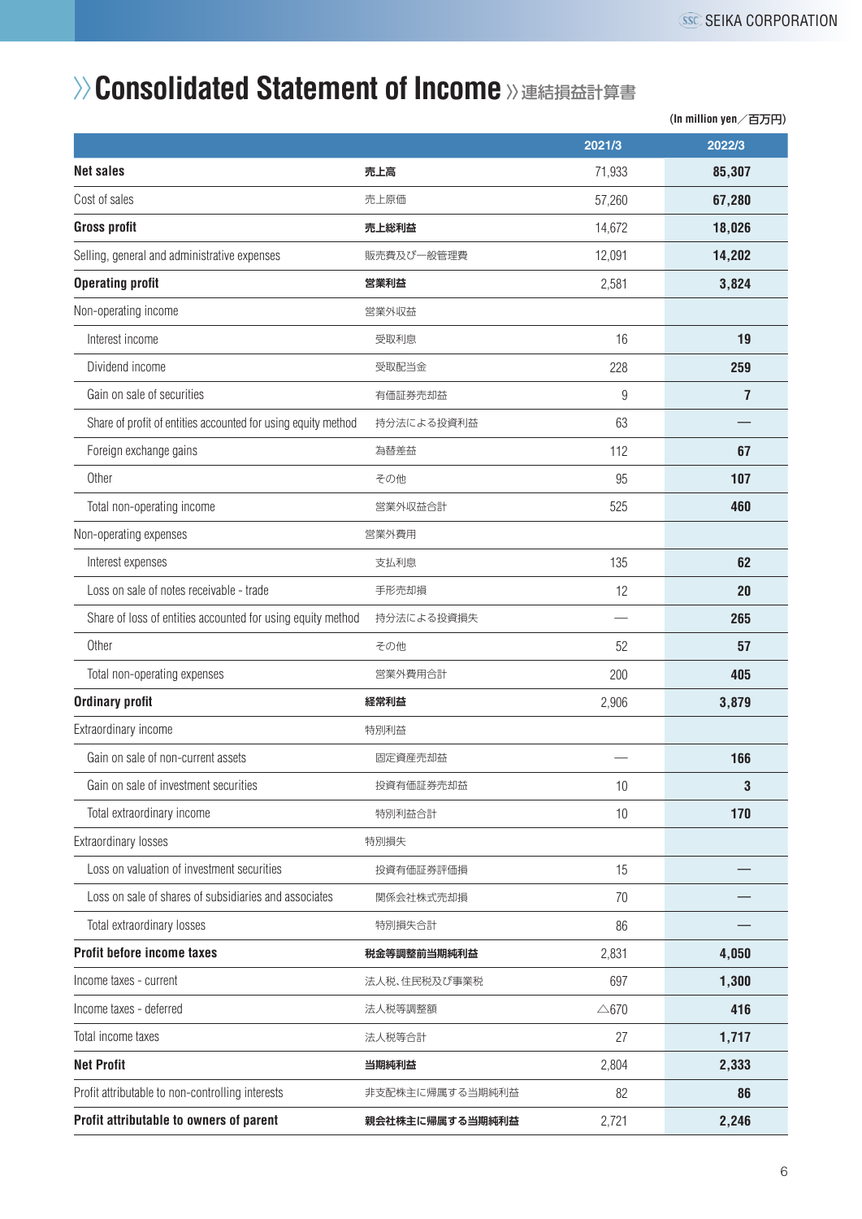# Consolidated Statement of Income 》連結損益計算書

(In million yen／百万円)

| | | 2021/3 | 2022/3 |
|---|---|---|---|
| **Net sales** | **売上高** | 71,933 | **85,307** |
| Cost of sales | 売上原価 | 57,260 | **67,280** |
| **Gross profit** | **売上総利益** | 14,672 | **18,026** |
| Selling, general and administrative expenses | 販売費及び一般管理費 | 12,091 | **14,202** |
| **Operating profit** | **営業利益** | 2,581 | **3,824** |
| Non-operating income | 営業外収益 | | |
| Interest income | 受取利息 | 16 | **19** |
| Dividend income | 受取配当金 | 228 | **259** |
| Gain on sale of securities | 有価証券売却益 | 9 | **7** |
| Share of profit of entities accounted for using equity method | 持分法による投資利益 | 63 | **—** |
| Foreign exchange gains | 為替差益 | 112 | **67** |
| Other | その他 | 95 | **107** |
| Total non-operating income | 営業外収益合計 | 525 | **460** |
| Non-operating expenses | 営業外費用 | | |
| Interest expenses | 支払利息 | 135 | **62** |
| Loss on sale of notes receivable - trade | 手形売却損 | 12 | **20** |
| Share of loss of entities accounted for using equity method | 持分法による投資損失 | — | **265** |
| Other | その他 | 52 | **57** |
| Total non-operating expenses | 営業外費用合計 | 200 | **405** |
| **Ordinary profit** | **経常利益** | 2,906 | **3,879** |
| Extraordinary income | 特別利益 | | |
| Gain on sale of non-current assets | 固定資産売却益 | — | **166** |
| Gain on sale of investment securities | 投資有価証券売却益 | 10 | **3** |
| Total extraordinary income | 特別利益合計 | 10 | **170** |
| Extraordinary losses | 特別損失 | | |
| Loss on valuation of investment securities | 投資有価証券評価損 | 15 | **—** |
| Loss on sale of shares of subsidiaries and associates | 関係会社株式売却損 | 70 | **—** |
| Total extraordinary losses | 特別損失合計 | 86 | **—** |
| **Profit before income taxes** | **税金等調整前当期純利益** | 2,831 | **4,050** |
| Income taxes - current | 法人税、住民税及び事業税 | 697 | **1,300** |
| Income taxes - deferred | 法人税等調整額 | △670 | **416** |
| Total income taxes | 法人税等合計 | 27 | **1,717** |
| **Net Profit** | **当期純利益** | 2,804 | **2,333** |
| Profit attributable to non-controlling interests | 非支配株主に帰属する当期純利益 | 82 | **86** |
| **Profit attributable to owners of parent** | **親会社株主に帰属する当期純利益** | 2,721 | **2,246** |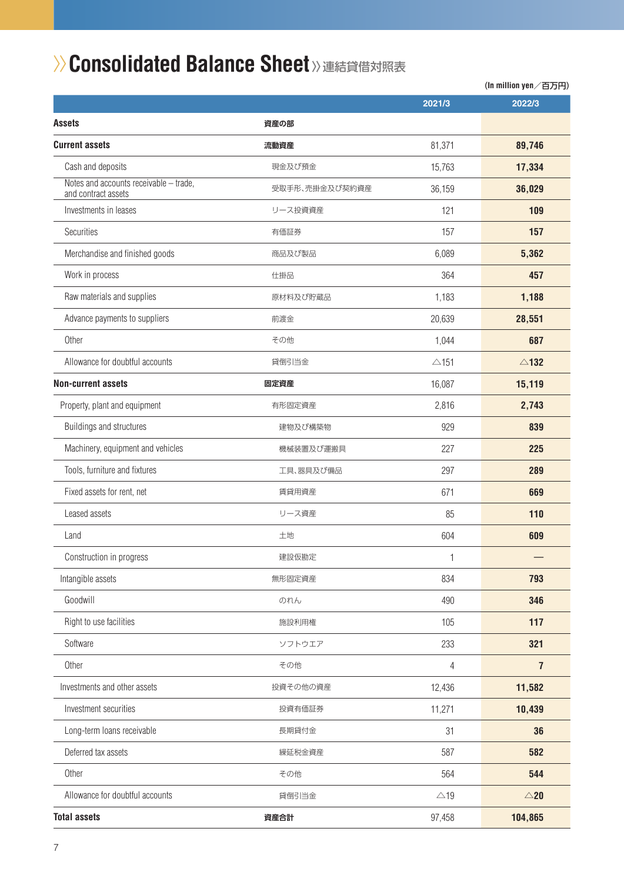# Consolidated Balance Sheet 連結貸借対照表

(In million yen／百万円)

| | | 2021/3 | 2022/3 |
|---|---|---|---|
| **Assets** | **資産の部** | | |
| **Current assets** | **流動資産** | 81,371 | **89,746** |
| Cash and deposits | 現金及び預金 | 15,763 | **17,334** |
| Notes and accounts receivable – trade, and contract assets | 受取手形、売掛金及び契約資産 | 36,159 | **36,029** |
| Investments in leases | リース投資資産 | 121 | **109** |
| Securities | 有価証券 | 157 | **157** |
| Merchandise and finished goods | 商品及び製品 | 6,089 | **5,362** |
| Work in process | 仕掛品 | 364 | **457** |
| Raw materials and supplies | 原材料及び貯蔵品 | 1,183 | **1,188** |
| Advance payments to suppliers | 前渡金 | 20,639 | **28,551** |
| Other | その他 | 1,044 | **687** |
| Allowance for doubtful accounts | 貸倒引当金 | △151 | **△132** |
| **Non-current assets** | **固定資産** | 16,087 | **15,119** |
| Property, plant and equipment | 有形固定資産 | 2,816 | **2,743** |
| Buildings and structures | 建物及び構築物 | 929 | **839** |
| Machinery, equipment and vehicles | 機械装置及び運搬具 | 227 | **225** |
| Tools, furniture and fixtures | 工具、器具及び備品 | 297 | **289** |
| Fixed assets for rent, net | 賃貸用資産 | 671 | **669** |
| Leased assets | リース資産 | 85 | **110** |
| Land | 土地 | 604 | **609** |
| Construction in progress | 建設仮勘定 | 1 | **—** |
| Intangible assets | 無形固定資産 | 834 | **793** |
| Goodwill | のれん | 490 | **346** |
| Right to use facilities | 施設利用権 | 105 | **117** |
| Software | ソフトウエア | 233 | **321** |
| Other | その他 | 4 | **7** |
| Investments and other assets | 投資その他の資産 | 12,436 | **11,582** |
| Investment securities | 投資有価証券 | 11,271 | **10,439** |
| Long-term loans receivable | 長期貸付金 | 31 | **36** |
| Deferred tax assets | 繰延税金資産 | 587 | **582** |
| Other | その他 | 564 | **544** |
| Allowance for doubtful accounts | 貸倒引当金 | △19 | **△20** |
| **Total assets** | **資産合計** | 97,458 | **104,865** |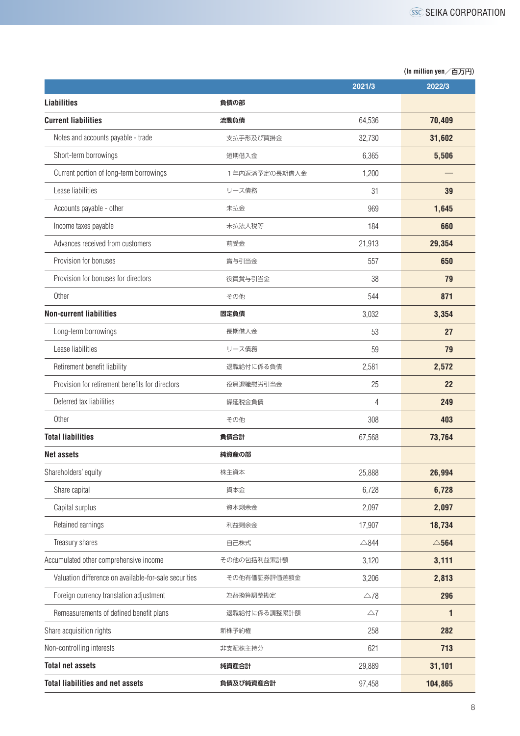(In million yen／百万円)

| | | 2021/3 | 2022/3 |
|---|---|---|---|
| **Liabilities** | **負債の部** | | |
| **Current liabilities** | **流動負債** | 64,536 | **70,409** |
| Notes and accounts payable - trade | 支払手形及び買掛金 | 32,730 | **31,602** |
| Short-term borrowings | 短期借入金 | 6,365 | **5,506** |
| Current portion of long-term borrowings | １年内返済予定の長期借入金 | 1,200 | **—** |
| Lease liabilities | リース債務 | 31 | **39** |
| Accounts payable - other | 未払金 | 969 | **1,645** |
| Income taxes payable | 未払法人税等 | 184 | **660** |
| Advances received from customers | 前受金 | 21,913 | **29,354** |
| Provision for bonuses | 賞与引当金 | 557 | **650** |
| Provision for bonuses for directors | 役員賞与引当金 | 38 | **79** |
| Other | その他 | 544 | **871** |
| **Non-current liabilities** | **固定負債** | 3,032 | **3,354** |
| Long-term borrowings | 長期借入金 | 53 | **27** |
| Lease liabilities | リース債務 | 59 | **79** |
| Retirement benefit liability | 退職給付に係る負債 | 2,581 | **2,572** |
| Provision for retirement benefits for directors | 役員退職慰労引当金 | 25 | **22** |
| Deferred tax liabilities | 繰延税金負債 | 4 | **249** |
| Other | その他 | 308 | **403** |
| **Total liabilities** | **負債合計** | 67,568 | **73,764** |
| **Net assets** | **純資産の部** | | |
| Shareholders' equity | 株主資本 | 25,888 | **26,994** |
| Share capital | 資本金 | 6,728 | **6,728** |
| Capital surplus | 資本剰余金 | 2,097 | **2,097** |
| Retained earnings | 利益剰余金 | 17,907 | **18,734** |
| Treasury shares | 自己株式 | △844 | **△564** |
| Accumulated other comprehensive income | その他の包括利益累計額 | 3,120 | **3,111** |
| Valuation difference on available-for-sale securities | その他有価証券評価差額金 | 3,206 | **2,813** |
| Foreign currency translation adjustment | 為替換算調整勘定 | △78 | **296** |
| Remeasurements of defined benefit plans | 退職給付に係る調整累計額 | △7 | **1** |
| Share acquisition rights | 新株予約権 | 258 | **282** |
| Non-controlling interests | 非支配株主持分 | 621 | **713** |
| **Total net assets** | **純資産合計** | 29,889 | **31,101** |
| **Total liabilities and net assets** | **負債及び純資産合計** | 97,458 | **104,865** |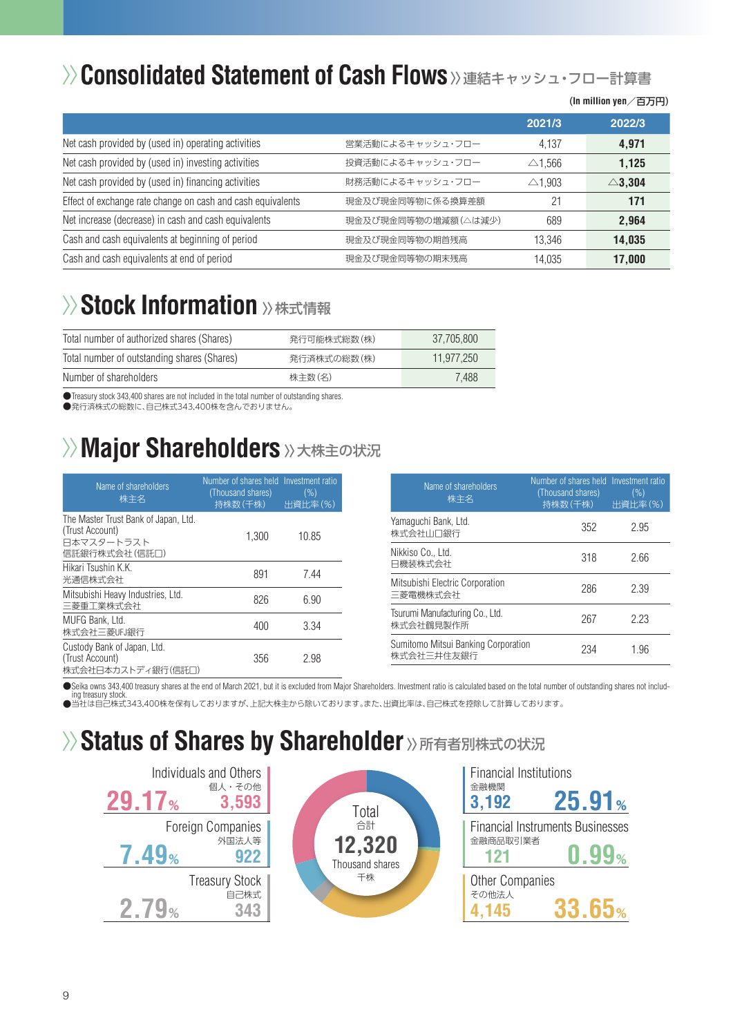## Consolidated Statement of Cash Flows 連結キャッシュ・フロー計算書

(In million yen／百万円)

| | | 2021/3 | 2022/3 |
|---|---|---|---|
| Net cash provided by (used in) operating activities | 営業活動によるキャッシュ・フロー | 4,137 | **4,971** |
| Net cash provided by (used in) investing activities | 投資活動によるキャッシュ・フロー | △1,566 | **1,125** |
| Net cash provided by (used in) financing activities | 財務活動によるキャッシュ・フロー | △1,903 | **△3,304** |
| Effect of exchange rate change on cash and cash equivalents | 現金及び現金同等物に係る換算差額 | 21 | **171** |
| Net increase (decrease) in cash and cash equivalents | 現金及び現金同等物の増減額(△は減少) | 689 | **2,964** |
| Cash and cash equivalents at beginning of period | 現金及び現金同等物の期首残高 | 13,346 | **14,035** |
| Cash and cash equivalents at end of period | 現金及び現金同等物の期末残高 | 14,035 | **17,000** |

## Stock Information 株式情報

| | | |
|---|---|---|
| Total number of authorized shares (Shares) | 発行可能株式総数(株) | 37,705,800 |
| Total number of outstanding shares (Shares) | 発行済株式の総数(株) | 11,977,250 |
| Number of shareholders | 株主数(名) | 7,488 |

●Treasury stock 343,400 shares are not included in the total number of outstanding shares.
●発行済株式の総数に、自己株式343,400株を含んでおりません。

## Major Shareholders 大株主の状況

| Name of shareholders 株主名 | Number of shares held (Thousand shares) 持株数(千株) | Investment ratio (%) 出資比率(%) |
|---|---|---|
| The Master Trust Bank of Japan, Ltd. (Trust Account) 日本マスタートラスト信託銀行株式会社(信託口) | 1,300 | 10.85 |
| Hikari Tsushin K.K. 光通信株式会社 | 891 | 7.44 |
| Mitsubishi Heavy Industries, Ltd. 三菱重工業株式会社 | 826 | 6.90 |
| MUFG Bank, Ltd. 株式会社三菱UFJ銀行 | 400 | 3.34 |
| Custody Bank of Japan, Ltd. (Trust Account) 株式会社日本カストディ銀行(信託口) | 356 | 2.98 |
| Yamaguchi Bank, Ltd. 株式会社山口銀行 | 352 | 2.95 |
| Nikkiso Co., Ltd. 日機装株式会社 | 318 | 2.66 |
| Mitsubishi Electric Corporation 三菱電機株式会社 | 286 | 2.39 |
| Tsurumi Manufacturing Co., Ltd. 株式会社鶴見製作所 | 267 | 2.23 |
| Sumitomo Mitsui Banking Corporation 株式会社三井住友銀行 | 234 | 1.96 |

●Seika owns 343,400 treasury shares at the end of March 2021, but it is excluded from Major Shareholders. Investment ratio is calculated based on the total number of outstanding shares not including treasury stock.
●当社は自己株式343,400株を保有しておりますが、上記大株主から除いております。また、出資比率は、自己株式を控除して計算しております。

## Status of Shares by Shareholder 所有者別株式の状況

Total 合計 12,320 Thousand shares 千株

| Category | Thousand shares | Ratio |
|---|---|---|
| Individuals and Others 個人・その他 | 3,593 | 29.17% |
| Foreign Companies 外国法人等 | 922 | 7.49% |
| Treasury Stock 自己株式 | 343 | 2.79% |
| Financial Institutions 金融機関 | 3,192 | 25.91% |
| Financial Instruments Businesses 金融商品取引業者 | 121 | 0.99% |
| Other Companies その他法人 | 4,145 | 33.65% |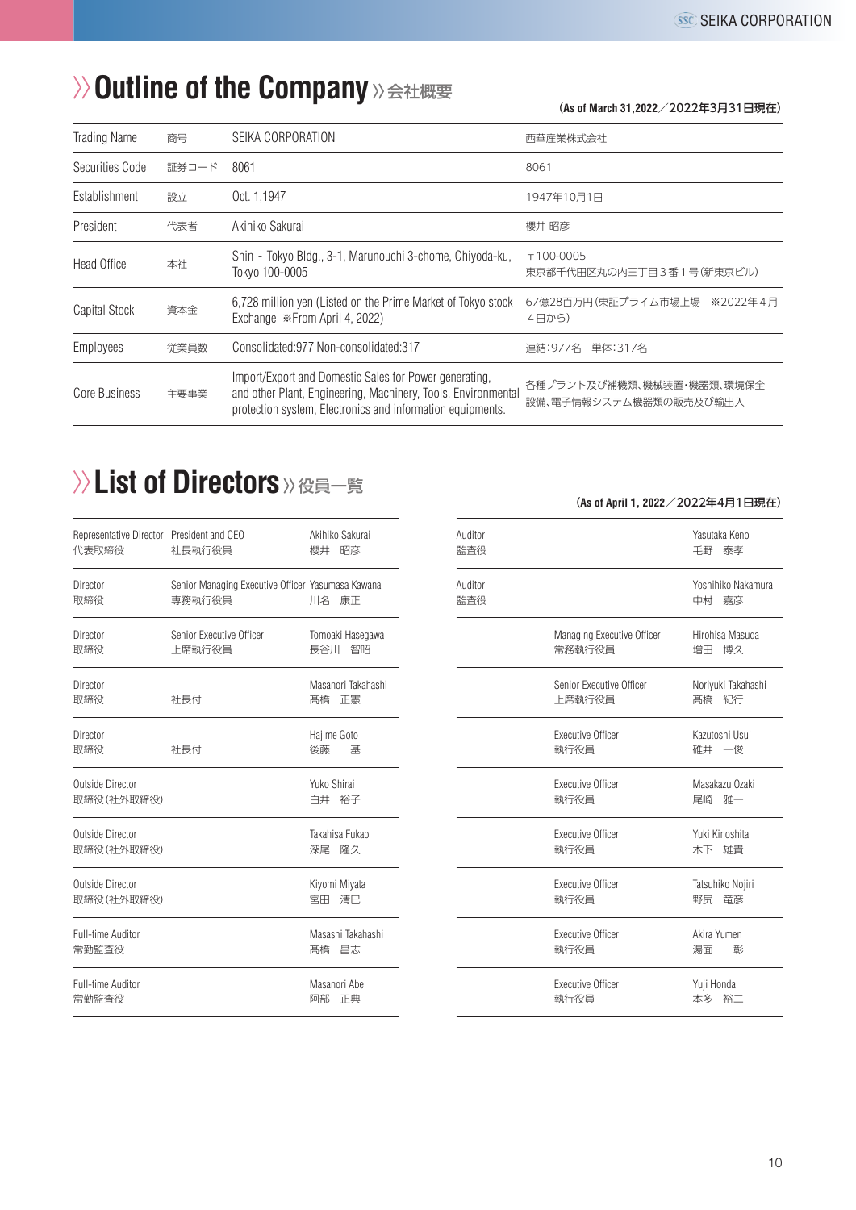## Outline of the Company ≫会社概要

(As of March 31,2022／2022年3月31日現在)

| | | | |
|---|---|---|---|
| Trading Name | 商号 | SEIKA CORPORATION | 西華産業株式会社 |
| Securities Code | 証券コード | 8061 | 8061 |
| Establishment | 設立 | Oct. 1,1947 | 1947年10月1日 |
| President | 代表者 | Akihiko Sakurai | 櫻井 昭彦 |
| Head Office | 本社 | Shin - Tokyo Bldg., 3-1, Marunouchi 3-chome, Chiyoda-ku, Tokyo 100-0005 | 〒100-0005 東京都千代田区丸の内三丁目３番１号(新東京ビル) |
| Capital Stock | 資本金 | 6,728 million yen (Listed on the Prime Market of Tokyo stock Exchange ※From April 4, 2022) | 67億28百万円(東証プライム市場上場 ※2022年４月４日から) |
| Employees | 従業員数 | Consolidated:977 Non-consolidated:317 | 連結:977名 単体:317名 |
| Core Business | 主要事業 | Import/Export and Domestic Sales for Power generating, and other Plant, Engineering, Machinery, Tools, Environmental protection system, Electronics and information equipments. | 各種プラント及び補機類、機械装置・機器類、環境保全設備、電子情報システム機器類の販売及び輸出入 |

## List of Directors ≫役員一覧

(As of April 1, 2022／2022年4月1日現在)

| Position | Title | Name |
|---|---|---|
| Representative Director 代表取締役 | President and CEO 社長執行役員 | Akihiko Sakurai 櫻井 昭彦 |
| Director 取締役 | Senior Managing Executive Officer 専務執行役員 | Yasumasa Kawana 川名 康正 |
| Director 取締役 | Senior Executive Officer 上席執行役員 | Tomoaki Hasegawa 長谷川 智昭 |
| Director 取締役 | 社長付 | Masanori Takahashi 髙橋 正憲 |
| Director 取締役 | 社長付 | Hajime Goto 後藤 基 |
| Outside Director 取締役(社外取締役) | | Yuko Shirai 白井 裕子 |
| Outside Director 取締役(社外取締役) | | Takahisa Fukao 深尾 隆久 |
| Outside Director 取締役(社外取締役) | | Kiyomi Miyata 宮田 清巳 |
| Full-time Auditor 常勤監査役 | | Masashi Takahashi 髙橋 昌志 |
| Full-time Auditor 常勤監査役 | | Masanori Abe 阿部 正典 |
| Auditor 監査役 | | Yasutaka Keno 毛野 泰孝 |
| Auditor 監査役 | | Yoshihiko Nakamura 中村 嘉彦 |
| | Managing Executive Officer 常務執行役員 | Hirohisa Masuda 増田 博久 |
| | Senior Executive Officer 上席執行役員 | Noriyuki Takahashi 髙橋 紀行 |
| | Executive Officer 執行役員 | Kazutoshi Usui 碓井 一俊 |
| | Executive Officer 執行役員 | Masakazu Ozaki 尾崎 雅一 |
| | Executive Officer 執行役員 | Yuki Kinoshita 木下 雄貴 |
| | Executive Officer 執行役員 | Tatsuhiko Nojiri 野尻 竜彦 |
| | Executive Officer 執行役員 | Akira Yumen 湯面 彰 |
| | Executive Officer 執行役員 | Yuji Honda 本多 裕二 |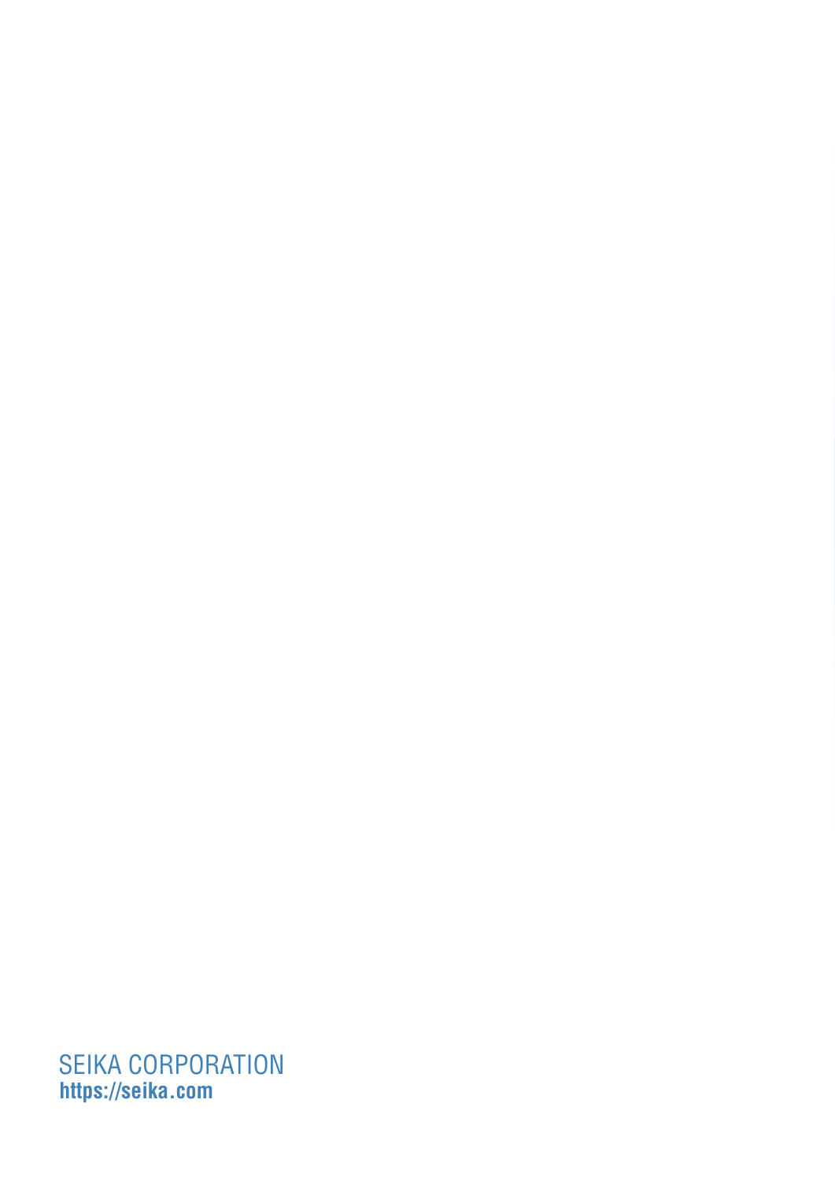SEIKA CORPORATION
**https://seika.com**